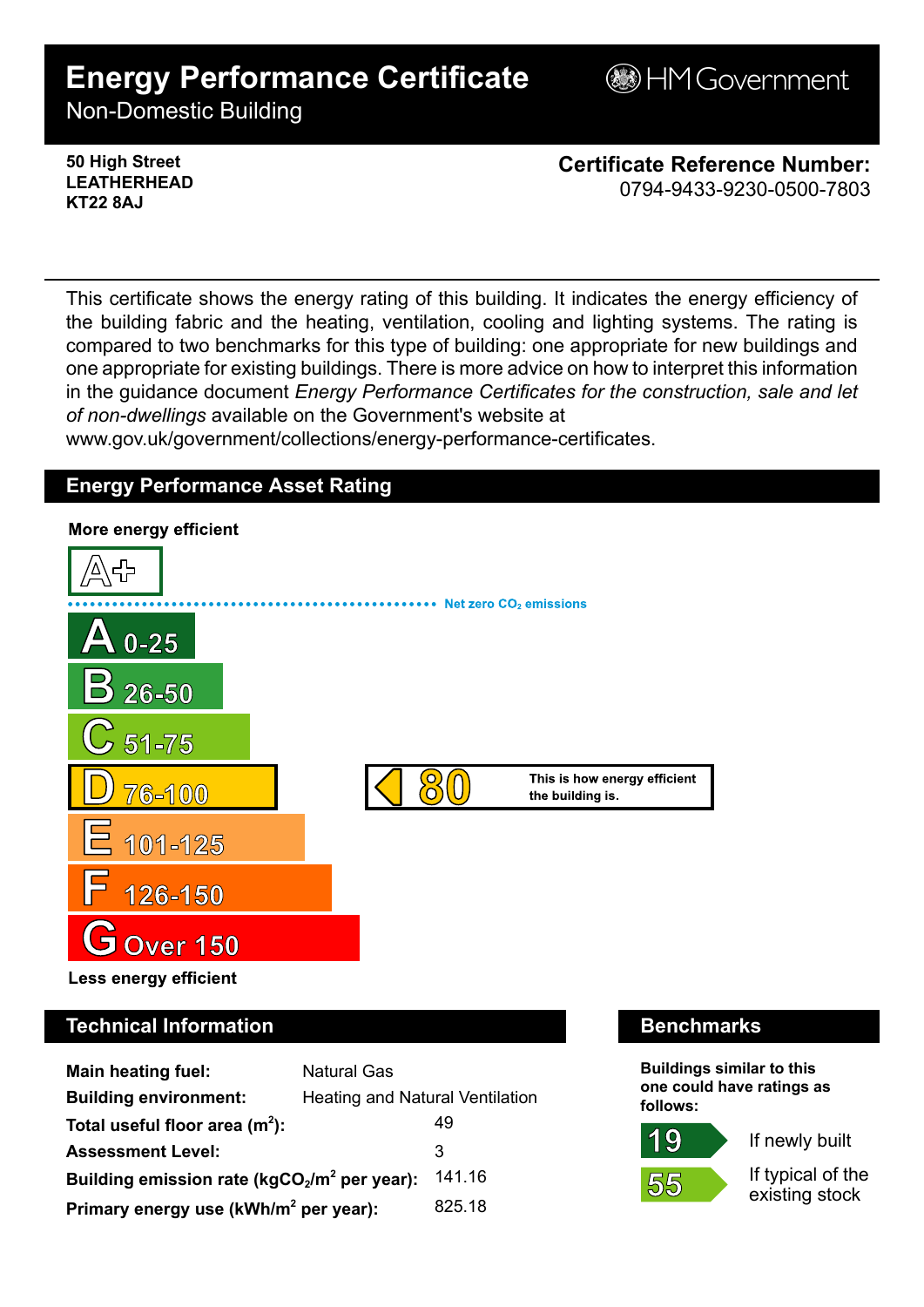# Energy Performance Certificate

Non-Domestic Building

HM Government

**50 High Street**
**LEATHERHEAD**
**KT22 8AJ**

**Certificate Reference Number:**
0794-9433-9230-0500-7803

This certificate shows the energy rating of this building. It indicates the energy efficiency of the building fabric and the heating, ventilation, cooling and lighting systems. The rating is compared to two benchmarks for this type of building: one appropriate for new buildings and one appropriate for existing buildings. There is more advice on how to interpret this information in the guidance document *Energy Performance Certificates for the construction, sale and let of non-dwellings* available on the Government's website at www.gov.uk/government/collections/energy-performance-certificates.

## Energy Performance Asset Rating

**More energy efficient**

- A+
- Net zero $CO_2$ emissions
- A 0-25
- B 26-50
- C 51-75
- D 76-100
- E 101-125
- F 126-150
- G Over 150

**Less energy efficient**

**80** — This is how energy efficient the building is. (Rating D)

## Technical Information

| | |
|---|---|
| **Main heating fuel:** | Natural Gas |
| **Building environment:** | Heating and Natural Ventilation |
| **Total useful floor area ($m^2$):** | 49 |
| **Assessment Level:** | 3 |
| **Building emission rate ($kgCO_2/m^2$ per year):** | 141.16 |
| **Primary energy use ($kWh/m^2$ per year):** | 825.18 |

## Benchmarks

**Buildings similar to this one could have ratings as follows:**

| Rating | |
|---|---|
| 19 | If newly built |
| 55 | If typical of the existing stock |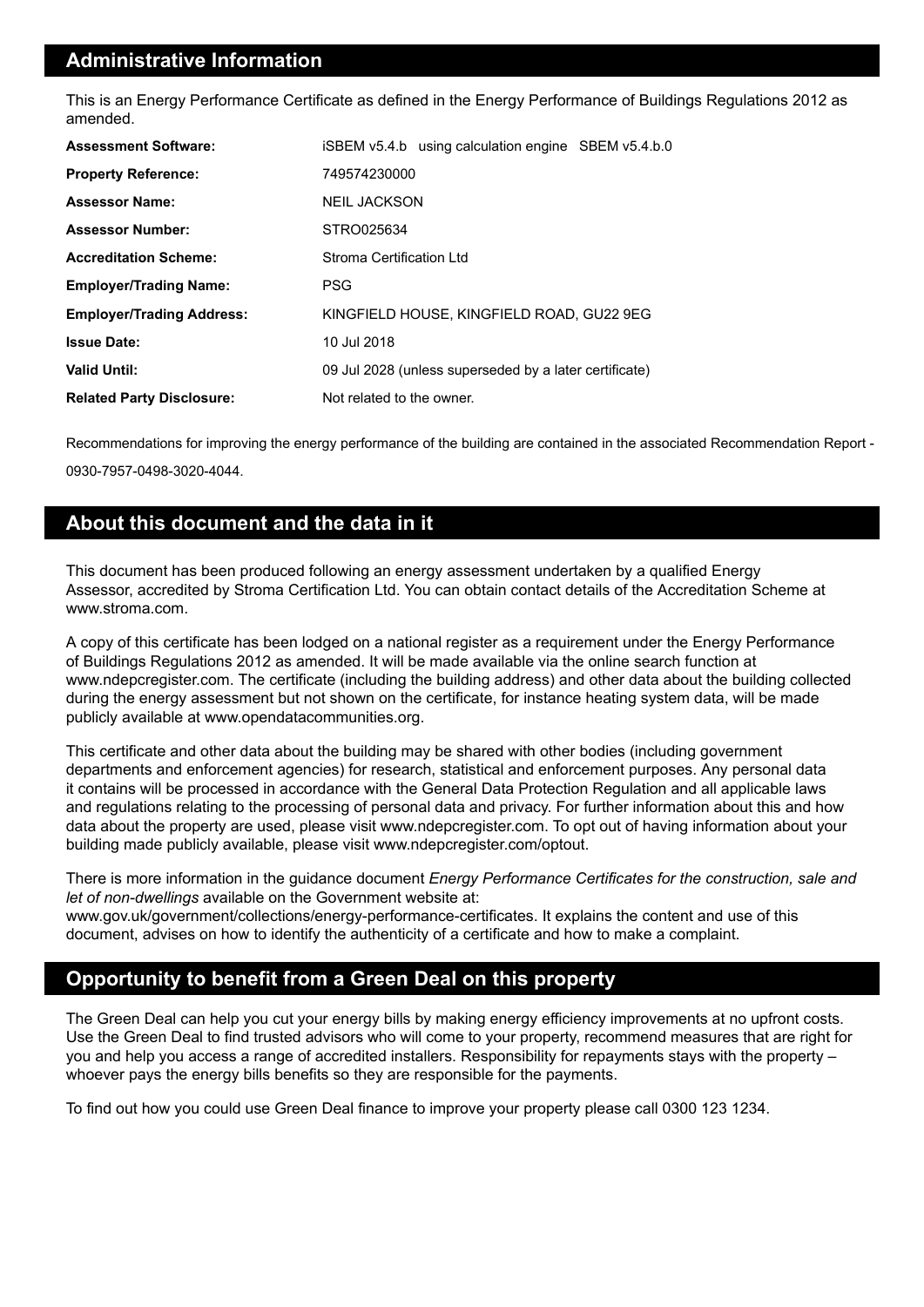## Administrative Information

This is an Energy Performance Certificate as defined in the Energy Performance of Buildings Regulations 2012 as amended.

| | |
|---|---|
| **Assessment Software:** | iSBEM v5.4.b using calculation engine SBEM v5.4.b.0 |
| **Property Reference:** | 749574230000 |
| **Assessor Name:** | NEIL JACKSON |
| **Assessor Number:** | STRO025634 |
| **Accreditation Scheme:** | Stroma Certification Ltd |
| **Employer/Trading Name:** | PSG |
| **Employer/Trading Address:** | KINGFIELD HOUSE, KINGFIELD ROAD, GU22 9EG |
| **Issue Date:** | 10 Jul 2018 |
| **Valid Until:** | 09 Jul 2028 (unless superseded by a later certificate) |
| **Related Party Disclosure:** | Not related to the owner. |

Recommendations for improving the energy performance of the building are contained in the associated Recommendation Report - 0930-7957-0498-3020-4044.

## About this document and the data in it

This document has been produced following an energy assessment undertaken by a qualified Energy Assessor, accredited by Stroma Certification Ltd. You can obtain contact details of the Accreditation Scheme at www.stroma.com.

A copy of this certificate has been lodged on a national register as a requirement under the Energy Performance of Buildings Regulations 2012 as amended. It will be made available via the online search function at www.ndepcregister.com. The certificate (including the building address) and other data about the building collected during the energy assessment but not shown on the certificate, for instance heating system data, will be made publicly available at www.opendatacommunities.org.

This certificate and other data about the building may be shared with other bodies (including government departments and enforcement agencies) for research, statistical and enforcement purposes. Any personal data it contains will be processed in accordance with the General Data Protection Regulation and all applicable laws and regulations relating to the processing of personal data and privacy. For further information about this and how data about the property are used, please visit www.ndepcregister.com. To opt out of having information about your building made publicly available, please visit www.ndepcregister.com/optout.

There is more information in the guidance document *Energy Performance Certificates for the construction, sale and let of non-dwellings* available on the Government website at:
www.gov.uk/government/collections/energy-performance-certificates. It explains the content and use of this document, advises on how to identify the authenticity of a certificate and how to make a complaint.

## Opportunity to benefit from a Green Deal on this property

The Green Deal can help you cut your energy bills by making energy efficiency improvements at no upfront costs. Use the Green Deal to find trusted advisors who will come to your property, recommend measures that are right for you and help you access a range of accredited installers. Responsibility for repayments stays with the property – whoever pays the energy bills benefits so they are responsible for the payments.

To find out how you could use Green Deal finance to improve your property please call 0300 123 1234.